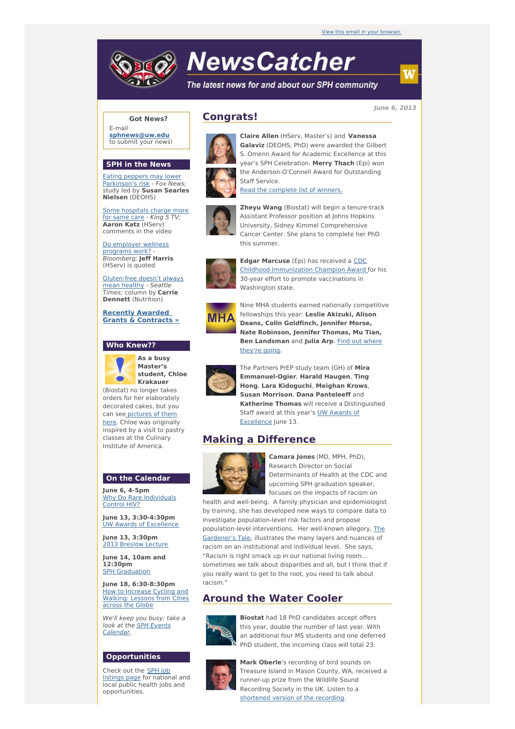View this email in your browser.

# NewsCatcher

*The latest news for and about our SPH community*

**June 6, 2013**

## Congrats!

**Claire Allen** (HServ, Master's) and **Vanessa Galaviz** (DEOHS, PhD) were awarded the Gilbert S. Omenn Award for Academic Excellence at this year's SPH Celebration. **Merry Thach** (Epi) won the Anderson-O'Connell Award for Outstanding Staff Service.
Read the complete list of winners.

**Zheyu Wang** (Biostat) will begin a tenure-track Assistant Professor position at Johns Hopkins University, Sidney Kimmel Comprehensive Cancer Center. She plans to complete her PhD this summer.

**Edgar Marcuse** (Epi) has received a CDC Childhood Immunization Champion Award for his 30-year effort to promote vaccinations in Washington state.

Nine MHA students earned nationally competitive fellowships this year: **Leslie Akizuki, Alison Deans, Colin Goldfinch, Jennifer Morse, Nate Robinson, Jennifer Thomas, Mu Tian, Ben Landsman** and **Julia Arp**. Find out where they're going.

The Partners PrEP study team (GH) of **Mira Emmanuel-Ogier**, **Harald Haugen**, **Ting Hong**, **Lara Kidoguchi**, **Meighan Krows**, **Susan Morrison**, **Dana Panteleeff** and **Katherine Thomas** will receive a Distinguished Staff award at this year's UW Awards of Excellence June 13.

## Making a Difference

**Camara Jones** (MD, MPH, PhD), Research Director on Social Determinants of Health at the CDC and upcoming SPH graduation speaker, focuses on the impacts of racism on health and well-being. A family physician and epidemiologist by training, she has developed new ways to compare data to investigate population-level risk factors and propose population-level interventions. Her well-known allegory, The Gardener's Tale, illustrates the many layers and nuances of racism on an institutional and individual level. She says, "Racism is right smack up in our national living room... sometimes we talk about disparities and all, but I think that if you really want to get to the root, you need to talk about racism."

## Around the Water Cooler

**Biostat** had 18 PhD candidates accept offers this year, double the number of last year. With an additional four MS students and one deferred PhD student, the incoming class will total 23.

**Mark Oberle**'s recording of bird sounds on Treasure Island in Mason County, WA, received a runner-up prize from the Wildlife Sound Recording Society in the UK. Listen to a shortened version of the recording.

### Got News?

E-mail **sphnews@uw.edu** to submit your news!

### SPH in the News

Eating peppers may lower Parkinson's risk - *Fox News;* study led by **Susan Searles Nielsen** (DEOHS)

Some hospitals charge more for same care - *King 5 TV;* **Aaron Katz** (HServ) comments in the video

Do employer wellness programs work? - *Bloomberg;* **Jeff Harris** (HServ) is quoted

Gluten-free doesn't always mean healthy - *Seattle Times;* column by **Carrie Dennett** (Nutrition)

**Recently Awarded Grants & Contracts »**

### Who Knew??

**As a busy Master's student, Chloe Krakauer** (Biostat) no longer takes orders for her elaborately decorated cakes, but you can see pictures of them here. Chloe was originally inspired by a visit to pastry classes at the Culinary Institute of America.

### On the Calendar

**June 6, 4-5pm**
Why Do Rare Individuals Control HIV?

**June 13, 3:30-4:30pm**
UW Awards of Excellence

**June 13, 3:30pm**
2013 Breslow Lecture

**June 14, 10am and 12:30pm**
SPH Graduation

**June 18, 6:30-8:30pm**
How to Increase Cycling and Walking: Lessons from Cities across the Globe

*We'll keep you busy: take a look at the SPH Events Calendar.*

### Opportunities

Check out the SPH job listings page for national and local public health jobs and opportunities.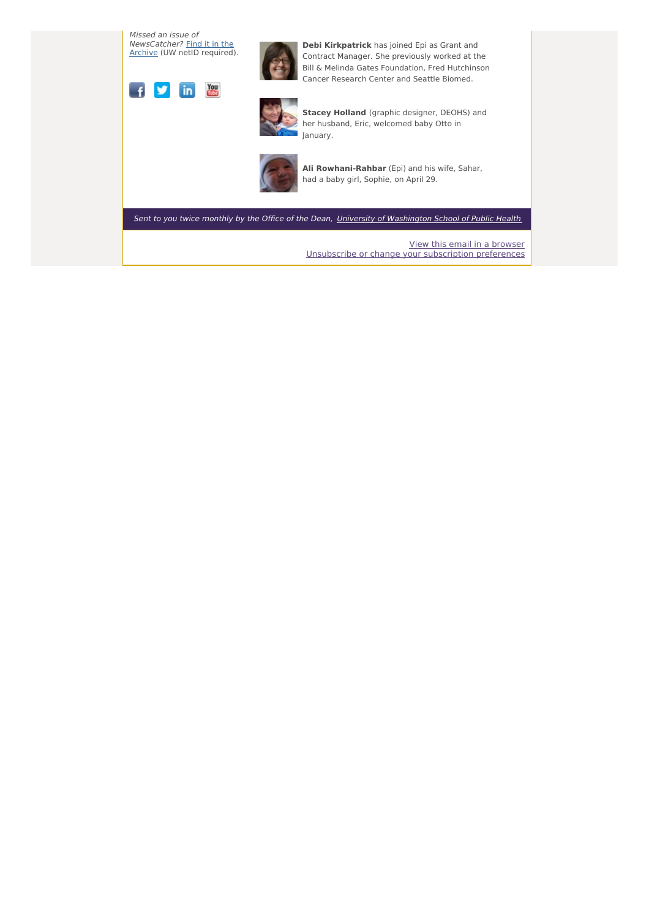*Missed an issue of NewsCatcher?* Find it in the Archive (UW netID required).

**Debi Kirkpatrick** has joined Epi as Grant and Contract Manager. She previously worked at the Bill & Melinda Gates Foundation, Fred Hutchinson Cancer Research Center and Seattle Biomed.

**Stacey Holland** (graphic designer, DEOHS) and her husband, Eric, welcomed baby Otto in January.

**Ali Rowhani-Rahbar** (Epi) and his wife, Sahar, had a baby girl, Sophie, on April 29.

*Sent to you twice monthly by the Office of the Dean, University of Washington School of Public Health*

View this email in a browser
Unsubscribe or change your subscription preferences